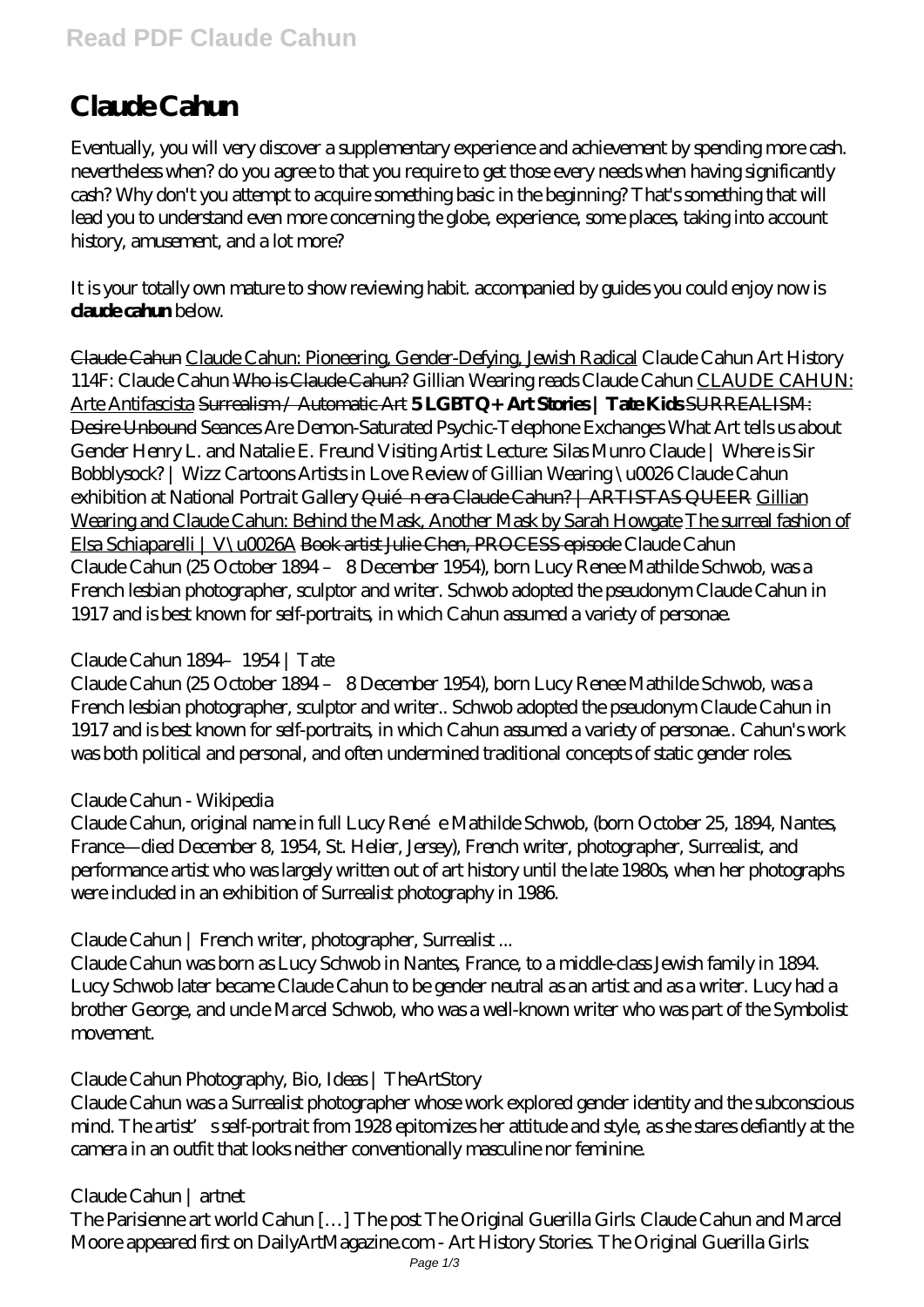# Claude Cahun

Eventually, you will very discover a supplementary experience and achievement by spending more cash. nevertheless when? do you agree to that you require to get those every needs when having significantly cash? Why don't you attempt to acquire something basic in the beginning? That's something that will lead you to understand even more concerning the globe, experience, some places, taking into account history, amusement, and a lot more?

It is your totally own mature to show reviewing habit. accompanied by guides you could enjoy now is **claude cahun** below.

Claude Cahun Claude Cahun: Pioneering, Gender-Defying, Jewish Radical *Claude Cahun Art History 114F: Claude Cahun* Who is Claude Cahun? *Gillian Wearing reads Claude Cahun* CLAUDE CAHUN: Arte Antifascista Surrealism / Automatic Art **5 LGBTQ+ Art Stories | Tate Kids** SURREALISM: Desire Unbound *Seances Are Demon-Saturated Psychic-Telephone Exchanges What Art tells us about Gender Henry L. and Natalie E. Freund Visiting Artist Lecture: Silas Munro Claude | Where is Sir Bobblysock? | Wizz Cartoons Artists in Love Review of Gillian Wearing \u0026 Claude Cahun exhibition at National Portrait Gallery* Quién era Claude Cahun? | ARTISTAS QUEER Gillian Wearing and Claude Cahun: Behind the Mask, Another Mask by Sarah Howgate The surreal fashion of Elsa Schiaparelli | V\u0026A Book artist Julie Chen, PROCESS episode *Claude Cahun*

Claude Cahun (25 October 1894 – 8 December 1954), born Lucy Renee Mathilde Schwob, was a French lesbian photographer, sculptor and writer. Schwob adopted the pseudonym Claude Cahun in 1917 and is best known for self-portraits, in which Cahun assumed a variety of personae.

*Claude Cahun 1894–1954 | Tate*

Claude Cahun (25 October 1894 – 8 December 1954), born Lucy Renee Mathilde Schwob, was a French lesbian photographer, sculptor and writer.. Schwob adopted the pseudonym Claude Cahun in 1917 and is best known for self-portraits, in which Cahun assumed a variety of personae.. Cahun's work was both political and personal, and often undermined traditional concepts of static gender roles.

*Claude Cahun - Wikipedia*

Claude Cahun, original name in full Lucy Renée Mathilde Schwob, (born October 25, 1894, Nantes, France—died December 8, 1954, St. Helier, Jersey), French writer, photographer, Surrealist, and performance artist who was largely written out of art history until the late 1980s, when her photographs were included in an exhibition of Surrealist photography in 1986.

*Claude Cahun | French writer, photographer, Surrealist ...*

Claude Cahun was born as Lucy Schwob in Nantes, France, to a middle-class Jewish family in 1894. Lucy Schwob later became Claude Cahun to be gender neutral as an artist and as a writer. Lucy had a brother George, and uncle Marcel Schwob, who was a well-known writer who was part of the Symbolist movement.

*Claude Cahun Photography, Bio, Ideas | TheArtStory*

Claude Cahun was a Surrealist photographer whose work explored gender identity and the subconscious mind. The artist's self-portrait from 1928 epitomizes her attitude and style, as she stares defiantly at the camera in an outfit that looks neither conventionally masculine nor feminine.

*Claude Cahun | artnet*

The Parisienne art world Cahun […] The post The Original Guerilla Girls: Claude Cahun and Marcel Moore appeared first on DailyArtMagazine.com - Art History Stories. The Original Guerilla Girls: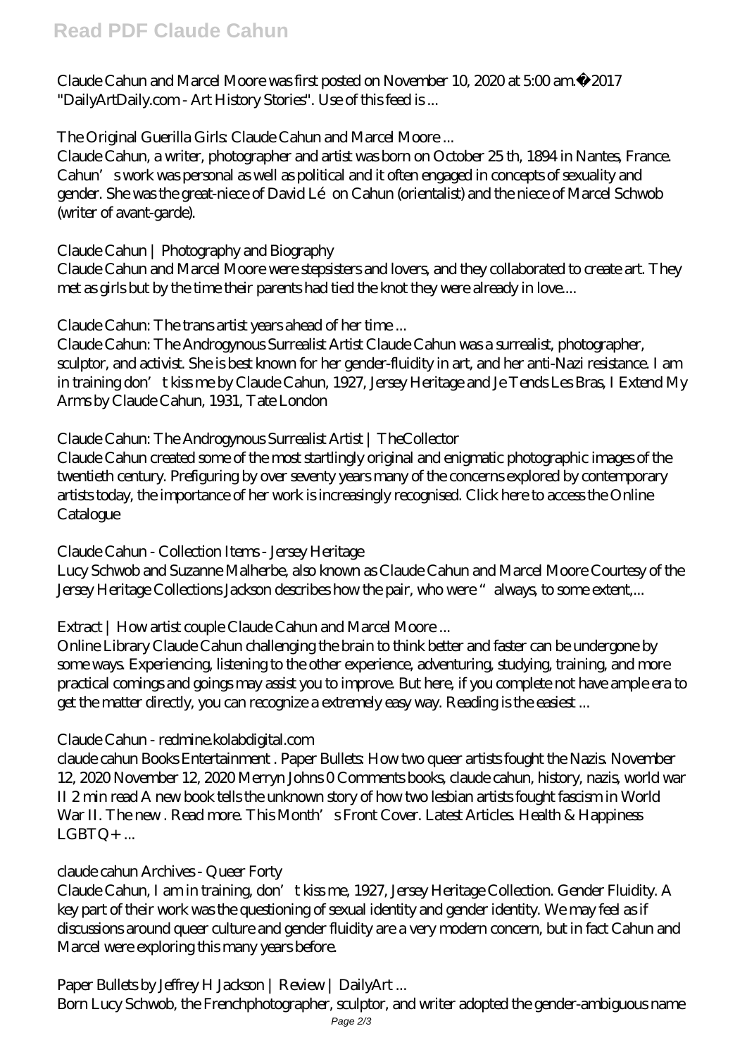Claude Cahun and Marcel Moore was first posted on November 10, 2020 at 5:00 am.©2017 "DailyArtDaily.com - Art History Stories". Use of this feed is ...

*The Original Guerilla Girls: Claude Cahun and Marcel Moore ...*

Claude Cahun, a writer, photographer and artist was born on October 25 th, 1894 in Nantes, France. Cahun's work was personal as well as political and it often engaged in concepts of sexuality and gender. She was the great-niece of David Léon Cahun (orientalist) and the niece of Marcel Schwob (writer of avant-garde).

*Claude Cahun | Photography and Biography*

Claude Cahun and Marcel Moore were stepsisters and lovers, and they collaborated to create art. They met as girls but by the time their parents had tied the knot they were already in love....

*Claude Cahun: The trans artist years ahead of her time ...*

Claude Cahun: The Androgynous Surrealist Artist Claude Cahun was a surrealist, photographer, sculptor, and activist. She is best known for her gender-fluidity in art, and her anti-Nazi resistance. I am in training don't kiss me by Claude Cahun, 1927, Jersey Heritage and Je Tends Les Bras, I Extend My Arms by Claude Cahun, 1931, Tate London

*Claude Cahun: The Androgynous Surrealist Artist | TheCollector*

Claude Cahun created some of the most startlingly original and enigmatic photographic images of the twentieth century. Prefiguring by over seventy years many of the concerns explored by contemporary artists today, the importance of her work is increasingly recognised. Click here to access the Online Catalogue

*Claude Cahun - Collection Items - Jersey Heritage*

Lucy Schwob and Suzanne Malherbe, also known as Claude Cahun and Marcel Moore Courtesy of the Jersey Heritage Collections Jackson describes how the pair, who were "always, to some extent,...

*Extract | How artist couple Claude Cahun and Marcel Moore ...*

Online Library Claude Cahun challenging the brain to think better and faster can be undergone by some ways. Experiencing, listening to the other experience, adventuring, studying, training, and more practical comings and goings may assist you to improve. But here, if you complete not have ample era to get the matter directly, you can recognize a extremely easy way. Reading is the easiest ...

*Claude Cahun - redmine.kolabdigital.com*

claude cahun Books Entertainment . Paper Bullets: How two queer artists fought the Nazis. November 12, 2020 November 12, 2020 Merryn Johns 0 Comments books, claude cahun, history, nazis, world war II 2 min read A new book tells the unknown story of how two lesbian artists fought fascism in World War II. The new . Read more. This Month's Front Cover. Latest Articles. Health & Happiness LGBTQ+ ...

*claude cahun Archives - Queer Forty*

Claude Cahun, I am in training, don't kiss me, 1927, Jersey Heritage Collection. Gender Fluidity. A key part of their work was the questioning of sexual identity and gender identity. We may feel as if discussions around queer culture and gender fluidity are a very modern concern, but in fact Cahun and Marcel were exploring this many years before.

*Paper Bullets by Jeffrey H Jackson | Review | DailyArt ...*

Born Lucy Schwob, the Frenchphotographer, sculptor, and writer adopted the gender-ambiguous name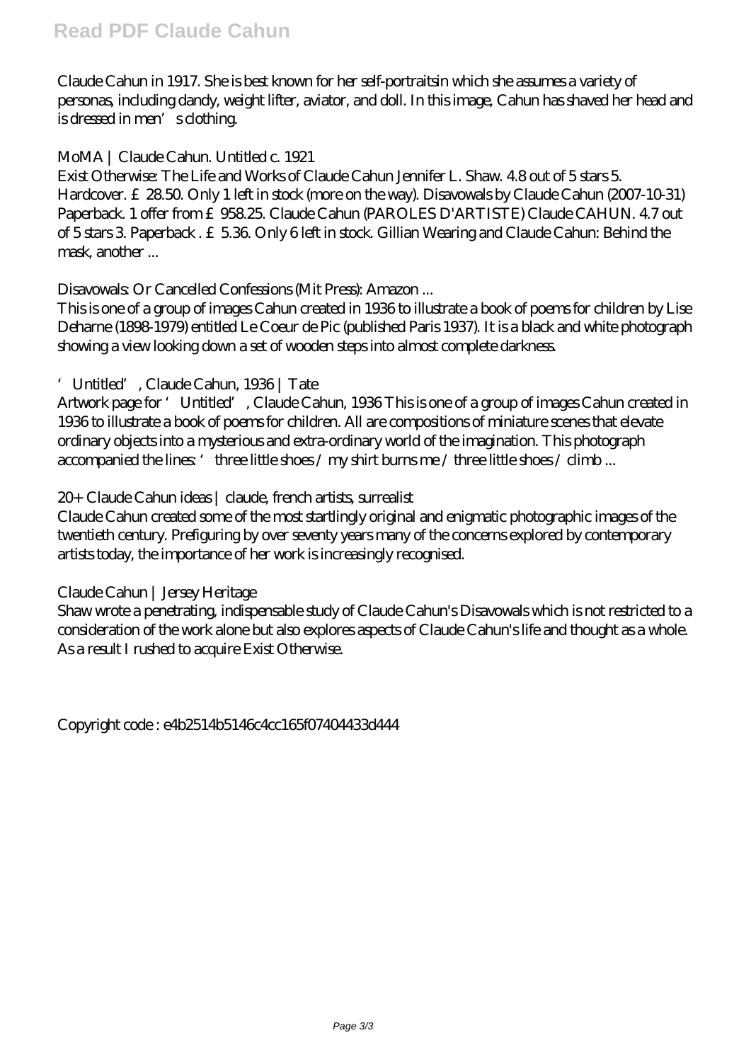Claude Cahun in 1917. She is best known for her self-portraitsin which she assumes a variety of personas, including dandy, weight lifter, aviator, and doll. In this image, Cahun has shaved her head and is dressed in men's clothing.

*MoMA | Claude Cahun. Untitled c. 1921*

Exist Otherwise: The Life and Works of Claude Cahun Jennifer L. Shaw. 4.8 out of 5 stars 5. Hardcover. £28.50. Only 1 left in stock (more on the way). Disavowals by Claude Cahun (2007-10-31) Paperback. 1 offer from £958.25. Claude Cahun (PAROLES D'ARTISTE) Claude CAHUN. 4.7 out of 5 stars 3. Paperback . £5.36. Only 6 left in stock. Gillian Wearing and Claude Cahun: Behind the mask, another ...

*Disavowals: Or Cancelled Confessions (Mit Press): Amazon ...*

This is one of a group of images Cahun created in 1936 to illustrate a book of poems for children by Lise Deharne (1898-1979) entitled Le Coeur de Pic (published Paris 1937). It is a black and white photograph showing a view looking down a set of wooden steps into almost complete darkness.

*'Untitled', Claude Cahun, 1936 | Tate*

Artwork page for 'Untitled', Claude Cahun, 1936 This is one of a group of images Cahun created in 1936 to illustrate a book of poems for children. All are compositions of miniature scenes that elevate ordinary objects into a mysterious and extra-ordinary world of the imagination. This photograph accompanied the lines: 'three little shoes / my shirt burns me / three little shoes / climb ...

*20+ Claude Cahun ideas | claude, french artists, surrealist*

Claude Cahun created some of the most startlingly original and enigmatic photographic images of the twentieth century. Prefiguring by over seventy years many of the concerns explored by contemporary artists today, the importance of her work is increasingly recognised.

*Claude Cahun | Jersey Heritage*

Shaw wrote a penetrating, indispensable study of Claude Cahun's Disavowals which is not restricted to a consideration of the work alone but also explores aspects of Claude Cahun's life and thought as a whole. As a result I rushed to acquire Exist Otherwise.

Copyright code : e4b2514b5146c4cc165f07404433d444